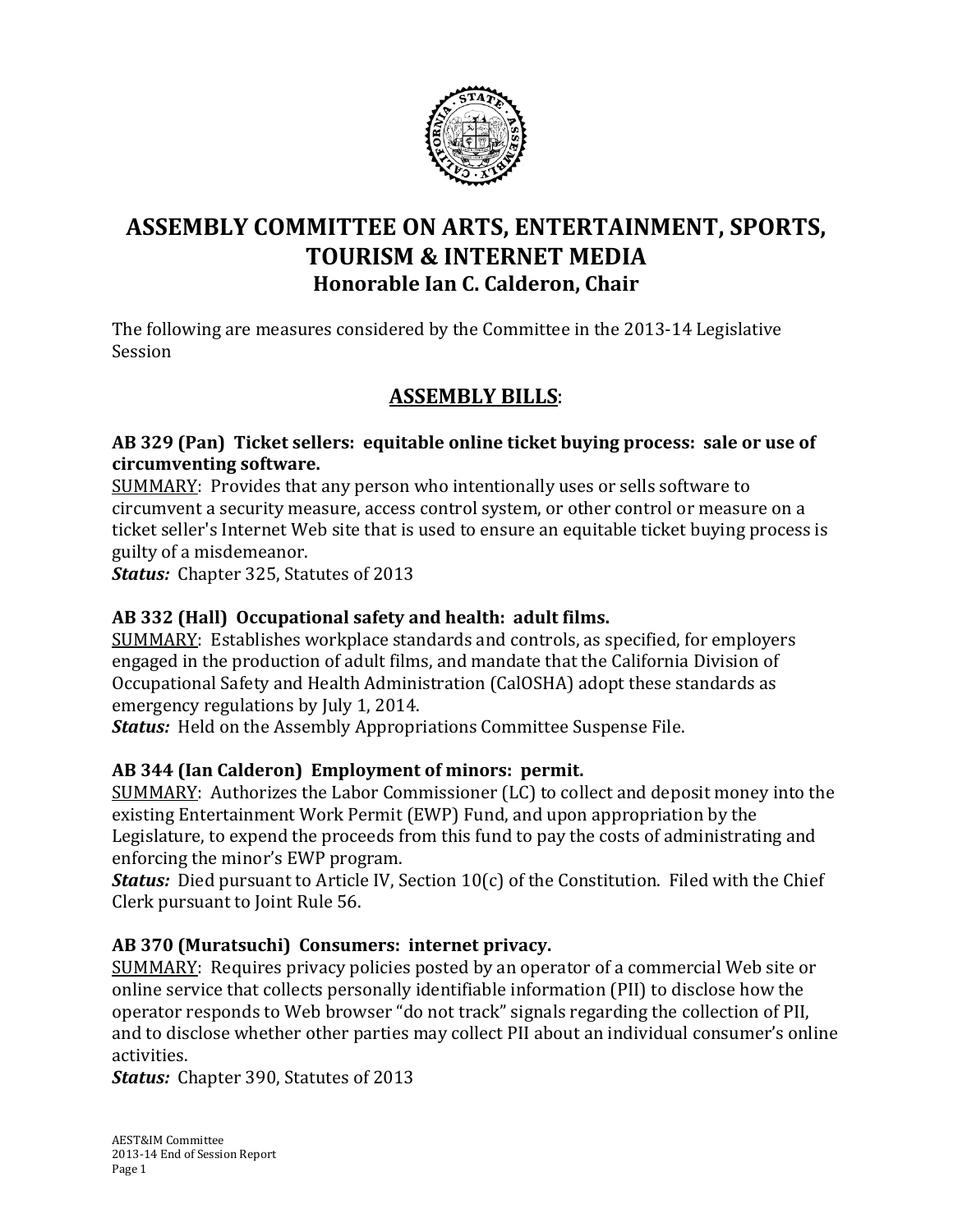# ASSEMBLY COMMITTEE ON ARTS, ENTERTAINMENT, SPORTS, TOURISM & INTERNET MEDIA

### Honorable Ian C. Calderon, Chair

The following are measures considered by the Committee in the 2013-14 Legislative Session

## ASSEMBLY BILLS:

### AB 329 (Pan) Ticket sellers: equitable online ticket buying process: sale or use of circumventing software.

SUMMARY: Provides that any person who intentionally uses or sells software to circumvent a security measure, access control system, or other control or measure on a ticket seller's Internet Web site that is used to ensure an equitable ticket buying process is guilty of a misdemeanor.

***Status:*** Chapter 325, Statutes of 2013

### AB 332 (Hall) Occupational safety and health: adult films.

SUMMARY: Establishes workplace standards and controls, as specified, for employers engaged in the production of adult films, and mandate that the California Division of Occupational Safety and Health Administration (CalOSHA) adopt these standards as emergency regulations by July 1, 2014.

***Status:*** Held on the Assembly Appropriations Committee Suspense File.

### AB 344 (Ian Calderon) Employment of minors: permit.

SUMMARY: Authorizes the Labor Commissioner (LC) to collect and deposit money into the existing Entertainment Work Permit (EWP) Fund, and upon appropriation by the Legislature, to expend the proceeds from this fund to pay the costs of administrating and enforcing the minor's EWP program.

***Status:*** Died pursuant to Article IV, Section 10(c) of the Constitution. Filed with the Chief Clerk pursuant to Joint Rule 56.

### AB 370 (Muratsuchi) Consumers: internet privacy.

SUMMARY: Requires privacy policies posted by an operator of a commercial Web site or online service that collects personally identifiable information (PII) to disclose how the operator responds to Web browser "do not track" signals regarding the collection of PII, and to disclose whether other parties may collect PII about an individual consumer's online activities.

***Status:*** Chapter 390, Statutes of 2013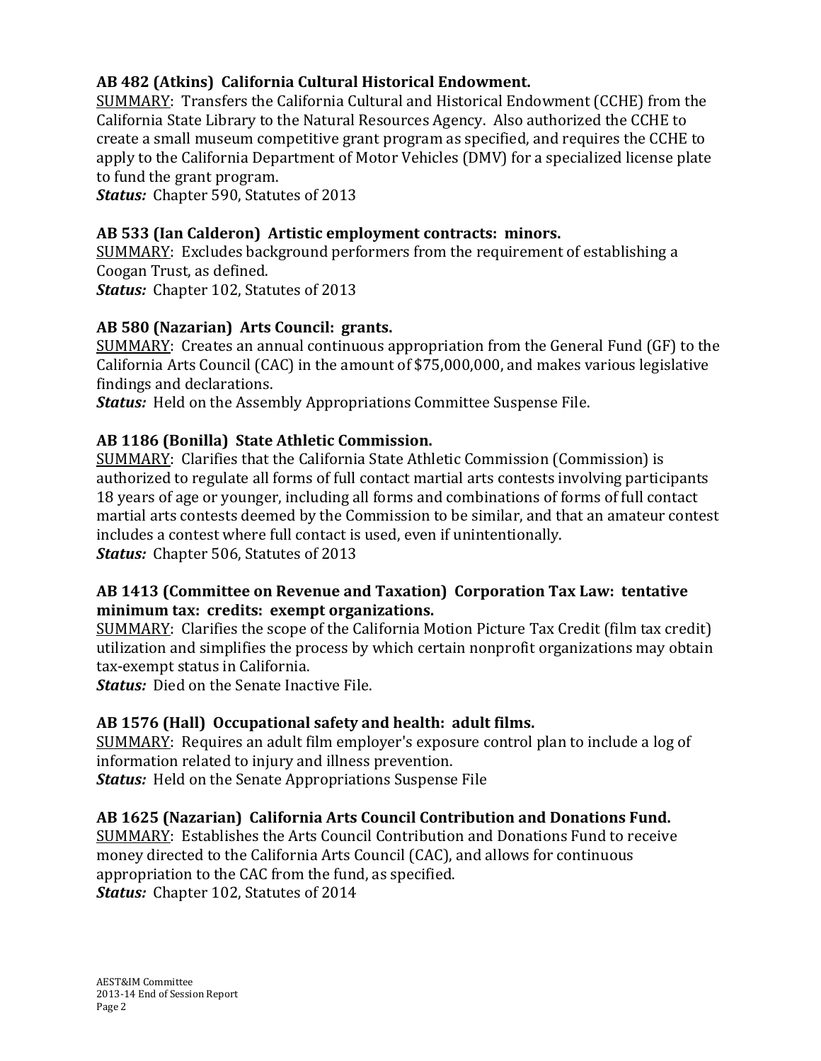**AB 482 (Atkins) California Cultural Historical Endowment.**
<u>SUMMARY</u>: Transfers the California Cultural and Historical Endowment (CCHE) from the California State Library to the Natural Resources Agency. Also authorized the CCHE to create a small museum competitive grant program as specified, and requires the CCHE to apply to the California Department of Motor Vehicles (DMV) for a specialized license plate to fund the grant program.
***Status:*** Chapter 590, Statutes of 2013

**AB 533 (Ian Calderon) Artistic employment contracts: minors.**
<u>SUMMARY</u>: Excludes background performers from the requirement of establishing a Coogan Trust, as defined.
***Status:*** Chapter 102, Statutes of 2013

**AB 580 (Nazarian) Arts Council: grants.**
<u>SUMMARY</u>: Creates an annual continuous appropriation from the General Fund (GF) to the California Arts Council (CAC) in the amount of $75,000,000, and makes various legislative findings and declarations.
***Status:*** Held on the Assembly Appropriations Committee Suspense File.

**AB 1186 (Bonilla) State Athletic Commission.**
<u>SUMMARY</u>: Clarifies that the California State Athletic Commission (Commission) is authorized to regulate all forms of full contact martial arts contests involving participants 18 years of age or younger, including all forms and combinations of forms of full contact martial arts contests deemed by the Commission to be similar, and that an amateur contest includes a contest where full contact is used, even if unintentionally.
***Status:*** Chapter 506, Statutes of 2013

**AB 1413 (Committee on Revenue and Taxation) Corporation Tax Law: tentative minimum tax: credits: exempt organizations.**
<u>SUMMARY</u>: Clarifies the scope of the California Motion Picture Tax Credit (film tax credit) utilization and simplifies the process by which certain nonprofit organizations may obtain tax-exempt status in California.
***Status:*** Died on the Senate Inactive File.

**AB 1576 (Hall) Occupational safety and health: adult films.**
<u>SUMMARY</u>: Requires an adult film employer's exposure control plan to include a log of information related to injury and illness prevention.
***Status:*** Held on the Senate Appropriations Suspense File

**AB 1625 (Nazarian) California Arts Council Contribution and Donations Fund.**
<u>SUMMARY</u>: Establishes the Arts Council Contribution and Donations Fund to receive money directed to the California Arts Council (CAC), and allows for continuous appropriation to the CAC from the fund, as specified.
***Status:*** Chapter 102, Statutes of 2014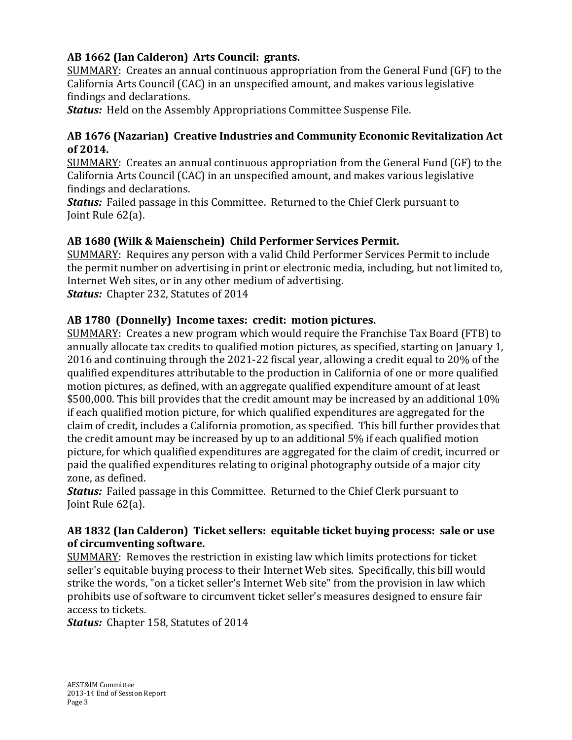**AB 1662 (Ian Calderon) Arts Council: grants.**
SUMMARY: Creates an annual continuous appropriation from the General Fund (GF) to the California Arts Council (CAC) in an unspecified amount, and makes various legislative findings and declarations.
***Status:*** Held on the Assembly Appropriations Committee Suspense File.

**AB 1676 (Nazarian) Creative Industries and Community Economic Revitalization Act of 2014.**
SUMMARY: Creates an annual continuous appropriation from the General Fund (GF) to the California Arts Council (CAC) in an unspecified amount, and makes various legislative findings and declarations.
***Status:*** Failed passage in this Committee. Returned to the Chief Clerk pursuant to Joint Rule 62(a).

**AB 1680 (Wilk & Maienschein) Child Performer Services Permit.**
SUMMARY: Requires any person with a valid Child Performer Services Permit to include the permit number on advertising in print or electronic media, including, but not limited to, Internet Web sites, or in any other medium of advertising.
***Status:*** Chapter 232, Statutes of 2014

**AB 1780 (Donnelly) Income taxes: credit: motion pictures.**
SUMMARY: Creates a new program which would require the Franchise Tax Board (FTB) to annually allocate tax credits to qualified motion pictures, as specified, starting on January 1, 2016 and continuing through the 2021-22 fiscal year, allowing a credit equal to 20% of the qualified expenditures attributable to the production in California of one or more qualified motion pictures, as defined, with an aggregate qualified expenditure amount of at least $500,000. This bill provides that the credit amount may be increased by an additional 10% if each qualified motion picture, for which qualified expenditures are aggregated for the claim of credit, includes a California promotion, as specified. This bill further provides that the credit amount may be increased by up to an additional 5% if each qualified motion picture, for which qualified expenditures are aggregated for the claim of credit, incurred or paid the qualified expenditures relating to original photography outside of a major city zone, as defined.
***Status:*** Failed passage in this Committee. Returned to the Chief Clerk pursuant to Joint Rule 62(a).

**AB 1832 (Ian Calderon) Ticket sellers: equitable ticket buying process: sale or use of circumventing software.**
SUMMARY: Removes the restriction in existing law which limits protections for ticket seller's equitable buying process to their Internet Web sites. Specifically, this bill would strike the words, "on a ticket seller's Internet Web site" from the provision in law which prohibits use of software to circumvent ticket seller's measures designed to ensure fair access to tickets.
***Status:*** Chapter 158, Statutes of 2014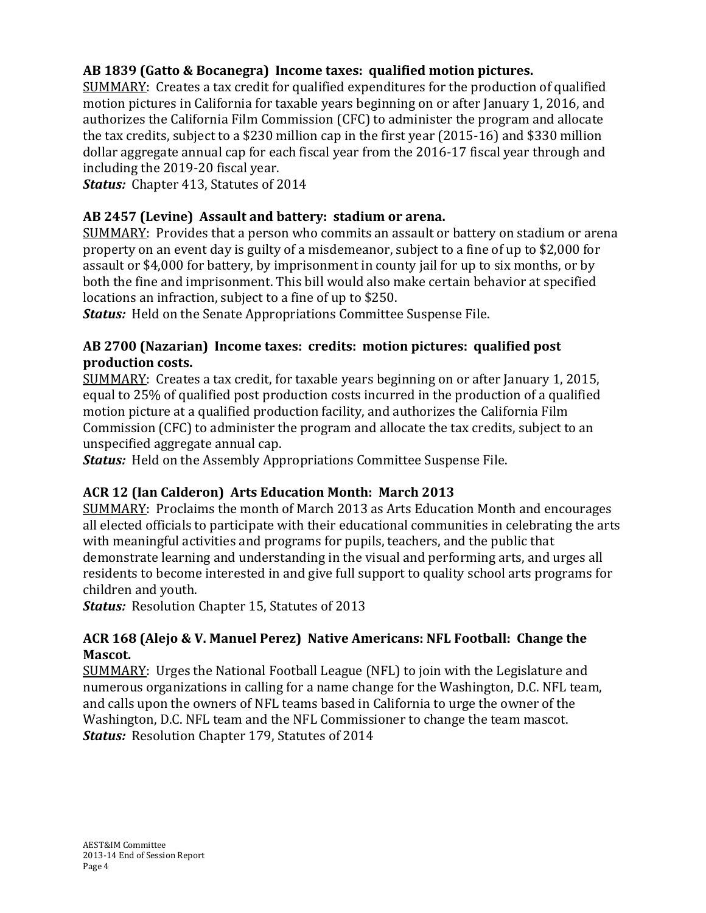**AB 1839 (Gatto & Bocanegra) Income taxes: qualified motion pictures.**

<u>SUMMARY</u>: Creates a tax credit for qualified expenditures for the production of qualified motion pictures in California for taxable years beginning on or after January 1, 2016, and authorizes the California Film Commission (CFC) to administer the program and allocate the tax credits, subject to a $230 million cap in the first year (2015-16) and $330 million dollar aggregate annual cap for each fiscal year from the 2016-17 fiscal year through and including the 2019-20 fiscal year.

***Status:*** Chapter 413, Statutes of 2014

**AB 2457 (Levine) Assault and battery: stadium or arena.**

<u>SUMMARY</u>: Provides that a person who commits an assault or battery on stadium or arena property on an event day is guilty of a misdemeanor, subject to a fine of up to $2,000 for assault or $4,000 for battery, by imprisonment in county jail for up to six months, or by both the fine and imprisonment. This bill would also make certain behavior at specified locations an infraction, subject to a fine of up to $250.

***Status:*** Held on the Senate Appropriations Committee Suspense File.

**AB 2700 (Nazarian) Income taxes: credits: motion pictures: qualified post production costs.**

<u>SUMMARY</u>: Creates a tax credit, for taxable years beginning on or after January 1, 2015, equal to 25% of qualified post production costs incurred in the production of a qualified motion picture at a qualified production facility, and authorizes the California Film Commission (CFC) to administer the program and allocate the tax credits, subject to an unspecified aggregate annual cap.

***Status:*** Held on the Assembly Appropriations Committee Suspense File.

**ACR 12 (Ian Calderon) Arts Education Month: March 2013**

<u>SUMMARY</u>: Proclaims the month of March 2013 as Arts Education Month and encourages all elected officials to participate with their educational communities in celebrating the arts with meaningful activities and programs for pupils, teachers, and the public that demonstrate learning and understanding in the visual and performing arts, and urges all residents to become interested in and give full support to quality school arts programs for children and youth.

***Status:*** Resolution Chapter 15, Statutes of 2013

**ACR 168 (Alejo & V. Manuel Perez) Native Americans: NFL Football: Change the Mascot.**

<u>SUMMARY</u>: Urges the National Football League (NFL) to join with the Legislature and numerous organizations in calling for a name change for the Washington, D.C. NFL team, and calls upon the owners of NFL teams based in California to urge the owner of the Washington, D.C. NFL team and the NFL Commissioner to change the team mascot.

***Status:*** Resolution Chapter 179, Statutes of 2014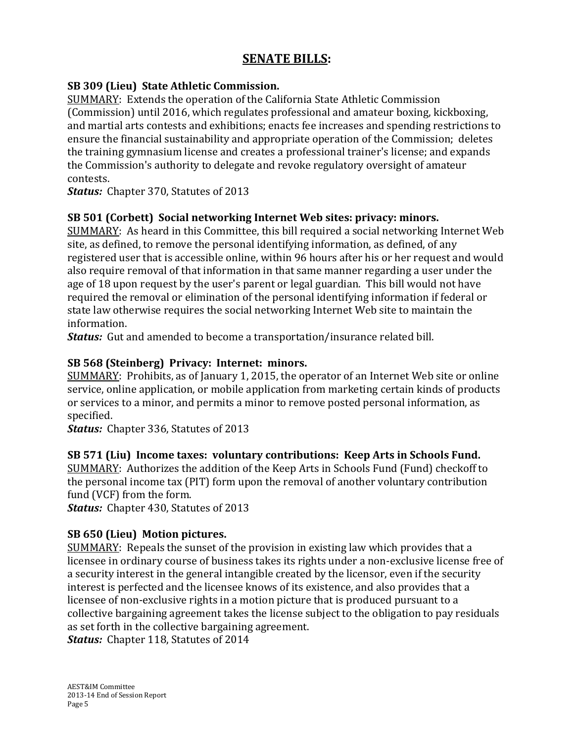## SENATE BILLS:

**SB 309 (Lieu) State Athletic Commission.**
SUMMARY: Extends the operation of the California State Athletic Commission (Commission) until 2016, which regulates professional and amateur boxing, kickboxing, and martial arts contests and exhibitions; enacts fee increases and spending restrictions to ensure the financial sustainability and appropriate operation of the Commission; deletes the training gymnasium license and creates a professional trainer's license; and expands the Commission's authority to delegate and revoke regulatory oversight of amateur contests.
***Status:*** Chapter 370, Statutes of 2013

**SB 501 (Corbett) Social networking Internet Web sites: privacy: minors.**
SUMMARY: As heard in this Committee, this bill required a social networking Internet Web site, as defined, to remove the personal identifying information, as defined, of any registered user that is accessible online, within 96 hours after his or her request and would also require removal of that information in that same manner regarding a user under the age of 18 upon request by the user's parent or legal guardian. This bill would not have required the removal or elimination of the personal identifying information if federal or state law otherwise requires the social networking Internet Web site to maintain the information.
***Status:*** Gut and amended to become a transportation/insurance related bill.

**SB 568 (Steinberg) Privacy: Internet: minors.**
SUMMARY: Prohibits, as of January 1, 2015, the operator of an Internet Web site or online service, online application, or mobile application from marketing certain kinds of products or services to a minor, and permits a minor to remove posted personal information, as specified.
***Status:*** Chapter 336, Statutes of 2013

**SB 571 (Liu) Income taxes: voluntary contributions: Keep Arts in Schools Fund.**
SUMMARY: Authorizes the addition of the Keep Arts in Schools Fund (Fund) checkoff to the personal income tax (PIT) form upon the removal of another voluntary contribution fund (VCF) from the form.
***Status:*** Chapter 430, Statutes of 2013

**SB 650 (Lieu) Motion pictures.**
SUMMARY: Repeals the sunset of the provision in existing law which provides that a licensee in ordinary course of business takes its rights under a non-exclusive license free of a security interest in the general intangible created by the licensor, even if the security interest is perfected and the licensee knows of its existence, and also provides that a licensee of non-exclusive rights in a motion picture that is produced pursuant to a collective bargaining agreement takes the license subject to the obligation to pay residuals as set forth in the collective bargaining agreement.
***Status:*** Chapter 118, Statutes of 2014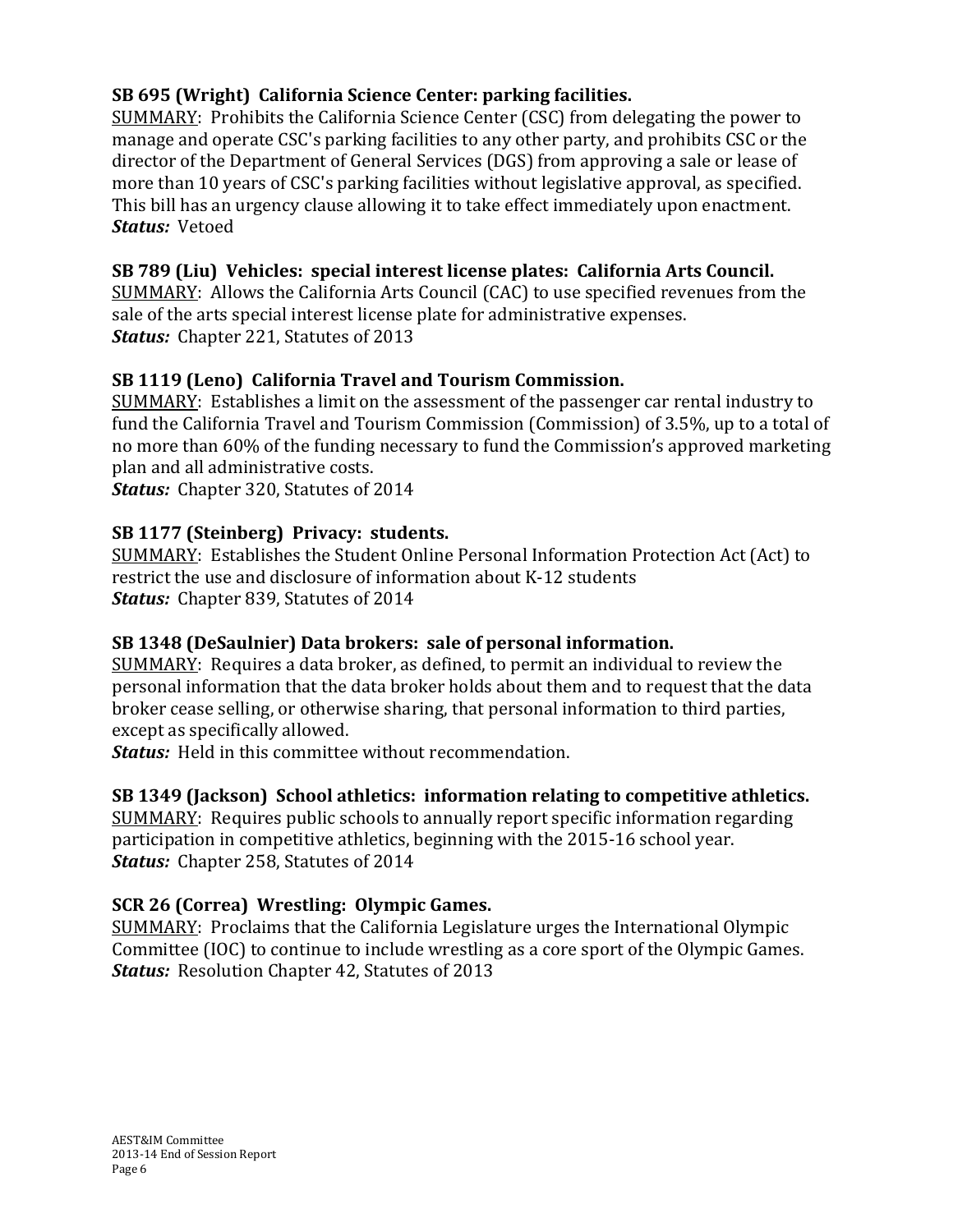**SB 695 (Wright) California Science Center: parking facilities.**
SUMMARY: Prohibits the California Science Center (CSC) from delegating the power to manage and operate CSC's parking facilities to any other party, and prohibits CSC or the director of the Department of General Services (DGS) from approving a sale or lease of more than 10 years of CSC's parking facilities without legislative approval, as specified. This bill has an urgency clause allowing it to take effect immediately upon enactment.
***Status:*** Vetoed

**SB 789 (Liu) Vehicles: special interest license plates: California Arts Council.**
SUMMARY: Allows the California Arts Council (CAC) to use specified revenues from the sale of the arts special interest license plate for administrative expenses.
***Status:*** Chapter 221, Statutes of 2013

**SB 1119 (Leno) California Travel and Tourism Commission.**
SUMMARY: Establishes a limit on the assessment of the passenger car rental industry to fund the California Travel and Tourism Commission (Commission) of 3.5%, up to a total of no more than 60% of the funding necessary to fund the Commission's approved marketing plan and all administrative costs.
***Status:*** Chapter 320, Statutes of 2014

**SB 1177 (Steinberg) Privacy: students.**
SUMMARY: Establishes the Student Online Personal Information Protection Act (Act) to restrict the use and disclosure of information about K-12 students
***Status:*** Chapter 839, Statutes of 2014

**SB 1348 (DeSaulnier) Data brokers: sale of personal information.**
SUMMARY: Requires a data broker, as defined, to permit an individual to review the personal information that the data broker holds about them and to request that the data broker cease selling, or otherwise sharing, that personal information to third parties, except as specifically allowed.
***Status:*** Held in this committee without recommendation.

**SB 1349 (Jackson) School athletics: information relating to competitive athletics.**
SUMMARY: Requires public schools to annually report specific information regarding participation in competitive athletics, beginning with the 2015-16 school year.
***Status:*** Chapter 258, Statutes of 2014

**SCR 26 (Correa) Wrestling: Olympic Games.**
SUMMARY: Proclaims that the California Legislature urges the International Olympic Committee (IOC) to continue to include wrestling as a core sport of the Olympic Games.
***Status:*** Resolution Chapter 42, Statutes of 2013